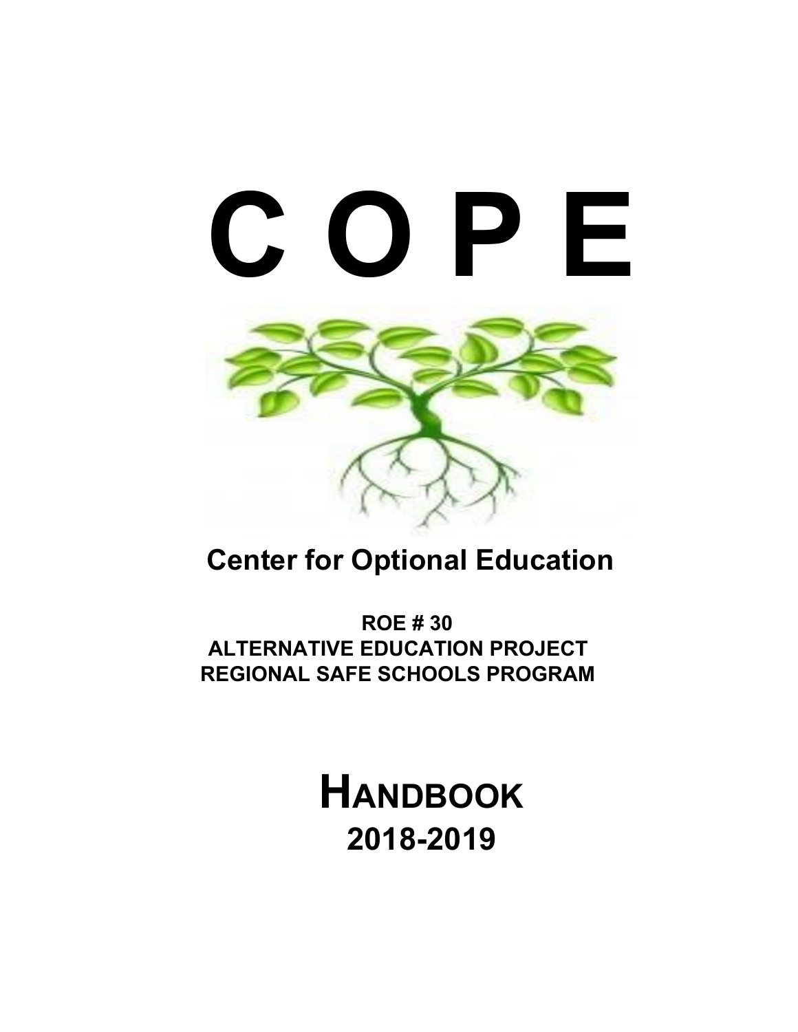# C O P E

## Center for Optional Education

**ROE # 30**
**ALTERNATIVE EDUCATION PROJECT**
**REGIONAL SAFE SCHOOLS PROGRAM**

# HANDBOOK
## 2018-2019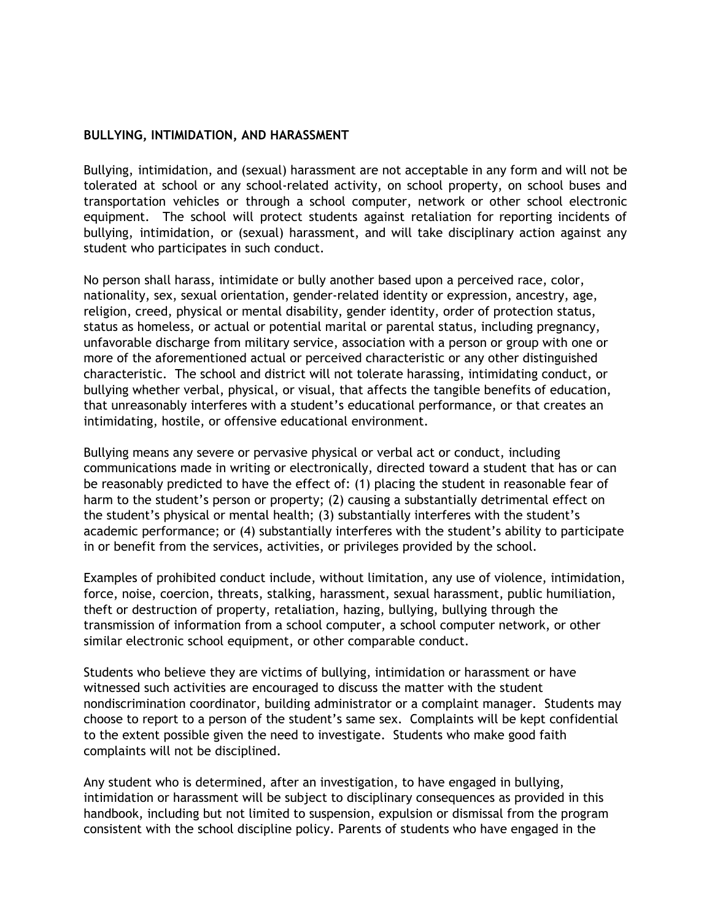**BULLYING, INTIMIDATION, AND HARASSMENT**

Bullying, intimidation, and (sexual) harassment are not acceptable in any form and will not be tolerated at school or any school-related activity, on school property, on school buses and transportation vehicles or through a school computer, network or other school electronic equipment. The school will protect students against retaliation for reporting incidents of bullying, intimidation, or (sexual) harassment, and will take disciplinary action against any student who participates in such conduct.

No person shall harass, intimidate or bully another based upon a perceived race, color, nationality, sex, sexual orientation, gender-related identity or expression, ancestry, age, religion, creed, physical or mental disability, gender identity, order of protection status, status as homeless, or actual or potential marital or parental status, including pregnancy, unfavorable discharge from military service, association with a person or group with one or more of the aforementioned actual or perceived characteristic or any other distinguished characteristic. The school and district will not tolerate harassing, intimidating conduct, or bullying whether verbal, physical, or visual, that affects the tangible benefits of education, that unreasonably interferes with a student's educational performance, or that creates an intimidating, hostile, or offensive educational environment.

Bullying means any severe or pervasive physical or verbal act or conduct, including communications made in writing or electronically, directed toward a student that has or can be reasonably predicted to have the effect of: (1) placing the student in reasonable fear of harm to the student's person or property; (2) causing a substantially detrimental effect on the student's physical or mental health; (3) substantially interferes with the student's academic performance; or (4) substantially interferes with the student's ability to participate in or benefit from the services, activities, or privileges provided by the school.

Examples of prohibited conduct include, without limitation, any use of violence, intimidation, force, noise, coercion, threats, stalking, harassment, sexual harassment, public humiliation, theft or destruction of property, retaliation, hazing, bullying, bullying through the transmission of information from a school computer, a school computer network, or other similar electronic school equipment, or other comparable conduct.

Students who believe they are victims of bullying, intimidation or harassment or have witnessed such activities are encouraged to discuss the matter with the student nondiscrimination coordinator, building administrator or a complaint manager. Students may choose to report to a person of the student's same sex. Complaints will be kept confidential to the extent possible given the need to investigate. Students who make good faith complaints will not be disciplined.

Any student who is determined, after an investigation, to have engaged in bullying, intimidation or harassment will be subject to disciplinary consequences as provided in this handbook, including but not limited to suspension, expulsion or dismissal from the program consistent with the school discipline policy. Parents of students who have engaged in the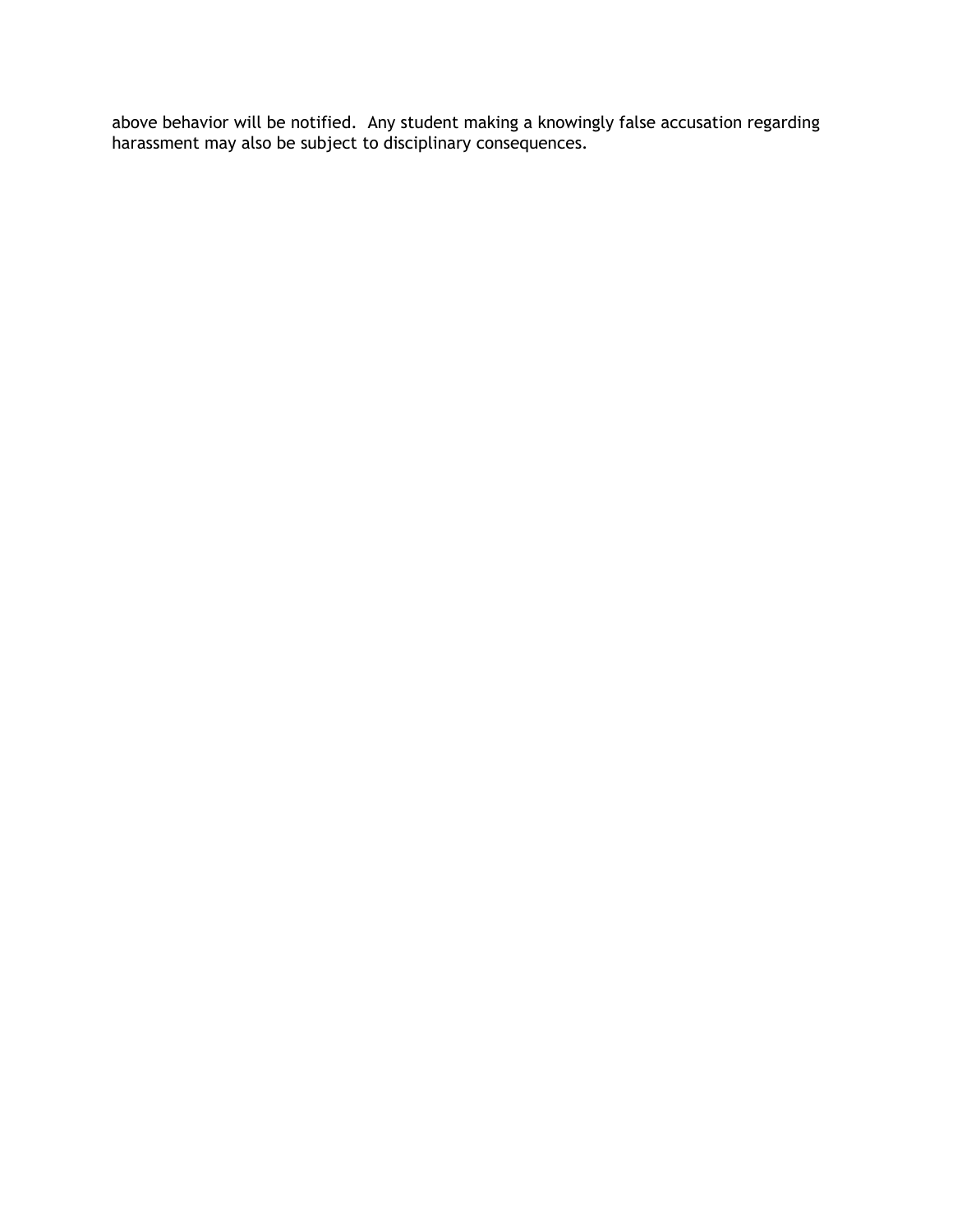above behavior will be notified. Any student making a knowingly false accusation regarding harassment may also be subject to disciplinary consequences.